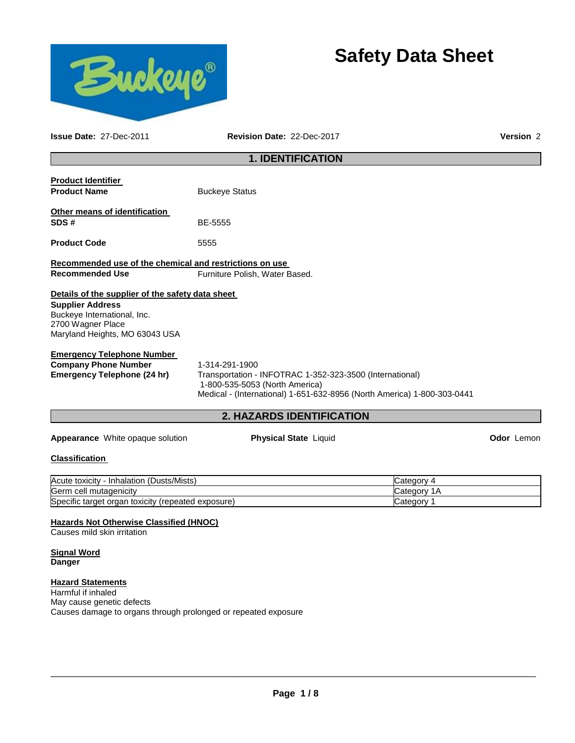# Safety Data Sheet

**Issue Date:** 27-Dec-2011 **Revision Date:** 22-Dec-2017 **Version** 2

## 1. IDENTIFICATION

**Product Identifier**

**Product Name** Buckeye Status

**Other means of identification**

**SDS #** BE-5555

**Product Code** 5555

**Recommended use of the chemical and restrictions on use**

**Recommended Use** Furniture Polish, Water Based.

**Details of the supplier of the safety data sheet**

**Supplier Address**
Buckeye International, Inc.
2700 Wagner Place
Maryland Heights, MO 63043 USA

**Emergency Telephone Number**

**Company Phone Number** 1-314-291-1900

**Emergency Telephone (24 hr)** Transportation - INFOTRAC 1-352-323-3500 (International)
1-800-535-5053 (North America)
Medical - (International) 1-651-632-8956 (North America) 1-800-303-0441

## 2. HAZARDS IDENTIFICATION

**Appearance** White opaque solution **Physical State** Liquid **Odor** Lemon

**Classification**

| Hazard | Category |
| --- | --- |
| Acute toxicity - Inhalation (Dusts/Mists) | Category 4 |
| Germ cell mutagenicity | Category 1A |
| Specific target organ toxicity (repeated exposure) | Category 1 |

**Hazards Not Otherwise Classified (HNOC)**
Causes mild skin irritation

**Signal Word**
**Danger**

**Hazard Statements**
Harmful if inhaled
May cause genetic defects
Causes damage to organs through prolonged or repeated exposure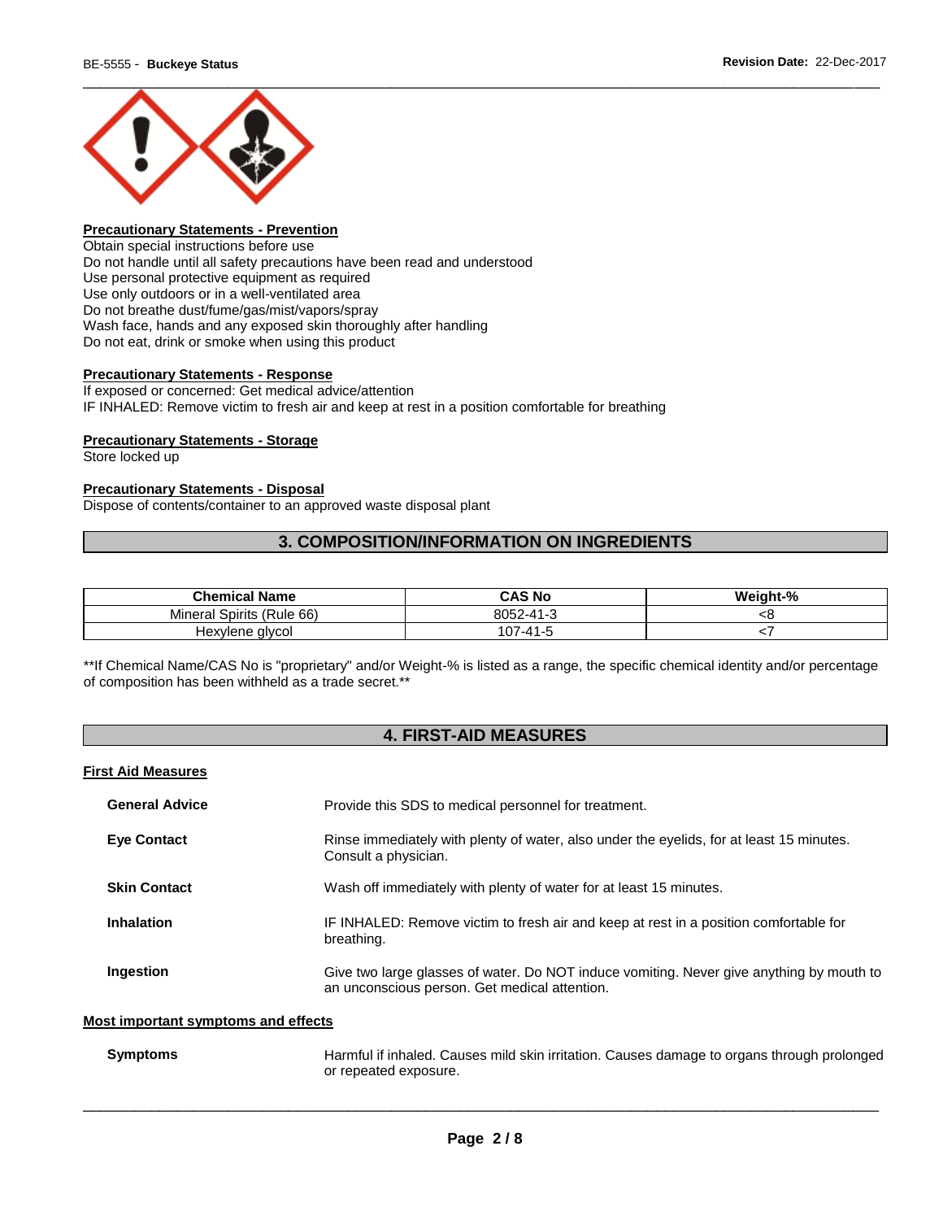#### Precautionary Statements - Prevention

Obtain special instructions before use
Do not handle until all safety precautions have been read and understood
Use personal protective equipment as required
Use only outdoors or in a well-ventilated area
Do not breathe dust/fume/gas/mist/vapors/spray
Wash face, hands and any exposed skin thoroughly after handling
Do not eat, drink or smoke when using this product

#### Precautionary Statements - Response

If exposed or concerned: Get medical advice/attention
IF INHALED: Remove victim to fresh air and keep at rest in a position comfortable for breathing

#### Precautionary Statements - Storage

Store locked up

#### Precautionary Statements - Disposal

Dispose of contents/container to an approved waste disposal plant

## 3. COMPOSITION/INFORMATION ON INGREDIENTS

| Chemical Name | CAS No | Weight-% |
|---|---|---|
| Mineral Spirits (Rule 66) | 8052-41-3 | <8 |
| Hexylene glycol | 107-41-5 | <7 |

**If Chemical Name/CAS No is "proprietary" and/or Weight-% is listed as a range, the specific chemical identity and/or percentage of composition has been withheld as a trade secret.**

## 4. FIRST-AID MEASURES

#### First Aid Measures

**General Advice** Provide this SDS to medical personnel for treatment.

**Eye Contact** Rinse immediately with plenty of water, also under the eyelids, for at least 15 minutes. Consult a physician.

**Skin Contact** Wash off immediately with plenty of water for at least 15 minutes.

**Inhalation** IF INHALED: Remove victim to fresh air and keep at rest in a position comfortable for breathing.

**Ingestion** Give two large glasses of water. Do NOT induce vomiting. Never give anything by mouth to an unconscious person. Get medical attention.

#### Most important symptoms and effects

**Symptoms** Harmful if inhaled. Causes mild skin irritation. Causes damage to organs through prolonged or repeated exposure.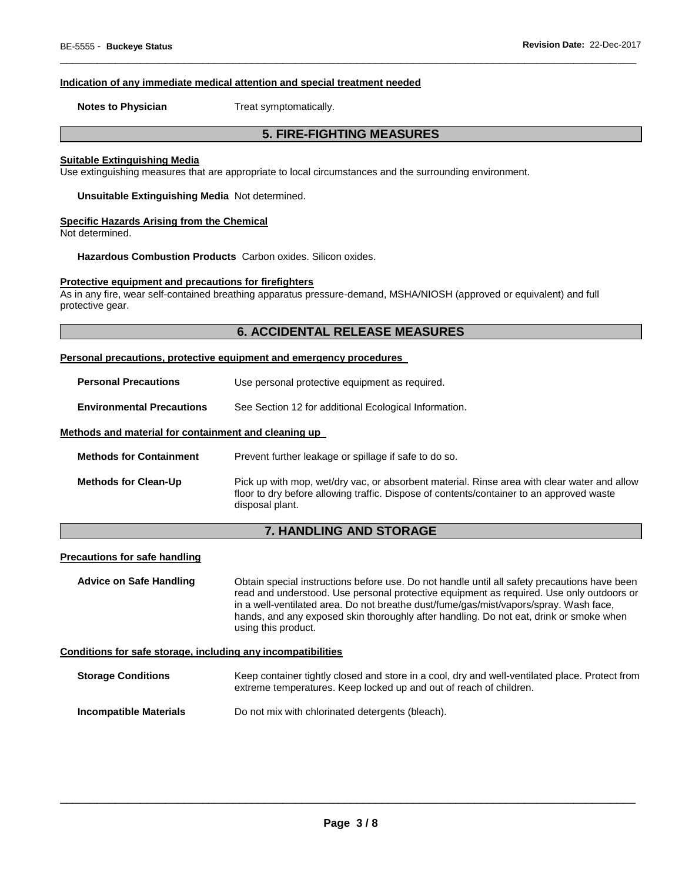#### Indication of any immediate medical attention and special treatment needed

**Notes to Physician** Treat symptomatically.

## 5. FIRE-FIGHTING MEASURES

#### Suitable Extinguishing Media

Use extinguishing measures that are appropriate to local circumstances and the surrounding environment.

**Unsuitable Extinguishing Media** Not determined.

#### Specific Hazards Arising from the Chemical

Not determined.

**Hazardous Combustion Products** Carbon oxides. Silicon oxides.

#### Protective equipment and precautions for firefighters

As in any fire, wear self-contained breathing apparatus pressure-demand, MSHA/NIOSH (approved or equivalent) and full protective gear.

## 6. ACCIDENTAL RELEASE MEASURES

#### Personal precautions, protective equipment and emergency procedures

**Personal Precautions** Use personal protective equipment as required.

**Environmental Precautions** See Section 12 for additional Ecological Information.

#### Methods and material for containment and cleaning up

**Methods for Containment** Prevent further leakage or spillage if safe to do so.

**Methods for Clean-Up** Pick up with mop, wet/dry vac, or absorbent material. Rinse area with clear water and allow floor to dry before allowing traffic. Dispose of contents/container to an approved waste disposal plant.

## 7. HANDLING AND STORAGE

#### Precautions for safe handling

**Advice on Safe Handling** Obtain special instructions before use. Do not handle until all safety precautions have been read and understood. Use personal protective equipment as required. Use only outdoors or in a well-ventilated area. Do not breathe dust/fume/gas/mist/vapors/spray. Wash face, hands, and any exposed skin thoroughly after handling. Do not eat, drink or smoke when using this product.

#### Conditions for safe storage, including any incompatibilities

**Storage Conditions** Keep container tightly closed and store in a cool, dry and well-ventilated place. Protect from extreme temperatures. Keep locked up and out of reach of children.

**Incompatible Materials** Do not mix with chlorinated detergents (bleach).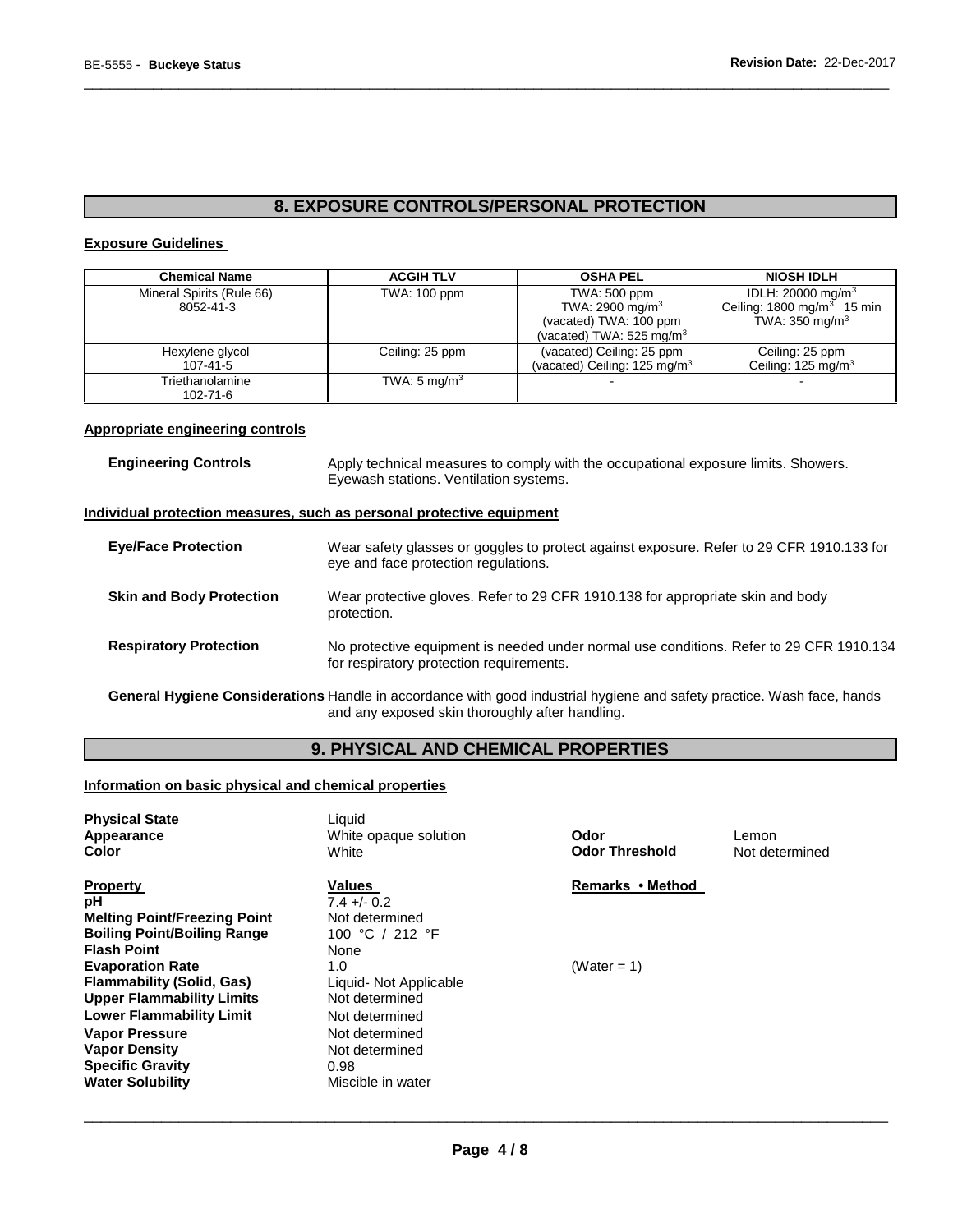## 8. EXPOSURE CONTROLS/PERSONAL PROTECTION

### Exposure Guidelines

| Chemical Name | ACGIH TLV | OSHA PEL | NIOSH IDLH |
|---|---|---|---|
| Mineral Spirits (Rule 66)<br>8052-41-3 | TWA: 100 ppm | TWA: 500 ppm<br>TWA: 2900 $mg/m^3$<br>(vacated) TWA: 100 ppm<br>(vacated) TWA: 525 $mg/m^3$ | IDLH: 20000 $mg/m^3$<br>Ceiling: 1800 $mg/m^3$ 15 min<br>TWA: 350 $mg/m^3$ |
| Hexylene glycol<br>107-41-5 | Ceiling: 25 ppm | (vacated) Ceiling: 25 ppm<br>(vacated) Ceiling: 125 $mg/m^3$ | Ceiling: 25 ppm<br>Ceiling: 125 $mg/m^3$ |
| Triethanolamine<br>102-71-6 | TWA: 5 $mg/m^3$ | - | - |

### Appropriate engineering controls

**Engineering Controls** Apply technical measures to comply with the occupational exposure limits. Showers. Eyewash stations. Ventilation systems.

### Individual protection measures, such as personal protective equipment

**Eye/Face Protection** Wear safety glasses or goggles to protect against exposure. Refer to 29 CFR 1910.133 for eye and face protection regulations.

**Skin and Body Protection** Wear protective gloves. Refer to 29 CFR 1910.138 for appropriate skin and body protection.

**Respiratory Protection** No protective equipment is needed under normal use conditions. Refer to 29 CFR 1910.134 for respiratory protection requirements.

**General Hygiene Considerations** Handle in accordance with good industrial hygiene and safety practice. Wash face, hands and any exposed skin thoroughly after handling.

## 9. PHYSICAL AND CHEMICAL PROPERTIES

### Information on basic physical and chemical properties

**Physical State** Liquid
**Appearance** White opaque solution
**Color** White
**Odor** Lemon
**Odor Threshold** Not determined

| Property | Values | Remarks • Method |
|---|---|---|
| **pH** | 7.4 +/- 0.2 | |
| **Melting Point/Freezing Point** | Not determined | |
| **Boiling Point/Boiling Range** | 100 °C / 212 °F | |
| **Flash Point** | None | |
| **Evaporation Rate** | 1.0 | (Water = 1) |
| **Flammability (Solid, Gas)** | Liquid- Not Applicable | |
| **Upper Flammability Limits** | Not determined | |
| **Lower Flammability Limit** | Not determined | |
| **Vapor Pressure** | Not determined | |
| **Vapor Density** | Not determined | |
| **Specific Gravity** | 0.98 | |
| **Water Solubility** | Miscible in water | |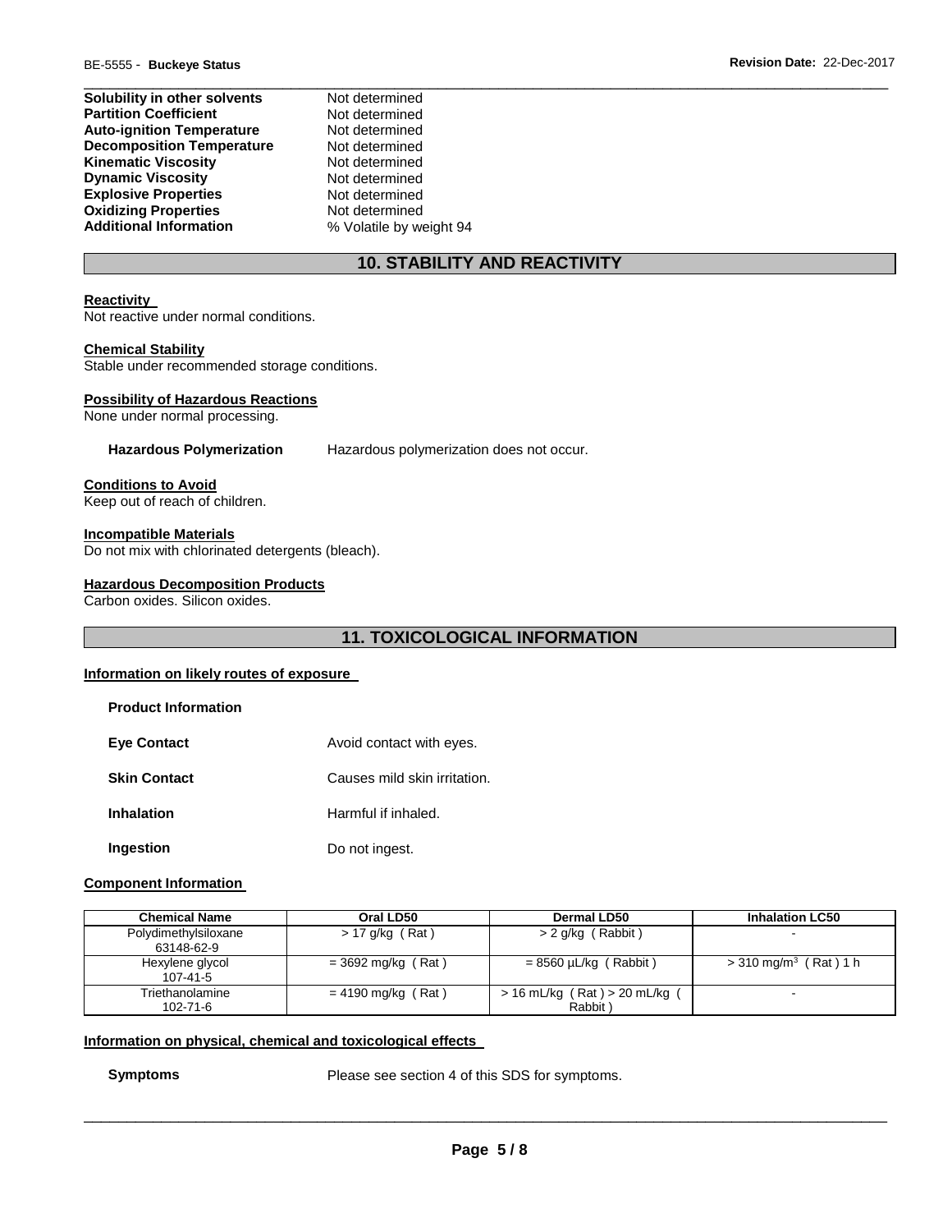| | |
|---|---|
| **Solubility in other solvents** | Not determined |
| **Partition Coefficient** | Not determined |
| **Auto-ignition Temperature** | Not determined |
| **Decomposition Temperature** | Not determined |
| **Kinematic Viscosity** | Not determined |
| **Dynamic Viscosity** | Not determined |
| **Explosive Properties** | Not determined |
| **Oxidizing Properties** | Not determined |
| **Additional Information** | % Volatile by weight 94 |

## 10. STABILITY AND REACTIVITY

**Reactivity**

Not reactive under normal conditions.

**Chemical Stability**

Stable under recommended storage conditions.

**Possibility of Hazardous Reactions**

None under normal processing.

**Hazardous Polymerization** Hazardous polymerization does not occur.

**Conditions to Avoid**

Keep out of reach of children.

**Incompatible Materials**

Do not mix with chlorinated detergents (bleach).

**Hazardous Decomposition Products**

Carbon oxides. Silicon oxides.

## 11. TOXICOLOGICAL INFORMATION

**Information on likely routes of exposure**

**Product Information**

| | |
|---|---|
| **Eye Contact** | Avoid contact with eyes. |
| **Skin Contact** | Causes mild skin irritation. |
| **Inhalation** | Harmful if inhaled. |
| **Ingestion** | Do not ingest. |

**Component Information**

| Chemical Name | Oral LD50 | Dermal LD50 | Inhalation LC50 |
|---|---|---|---|
| Polydimethylsiloxane 63148-62-9 | > 17 g/kg ( Rat ) | > 2 g/kg ( Rabbit ) | - |
| Hexylene glycol 107-41-5 | = 3692 mg/kg ( Rat ) | = 8560 µL/kg ( Rabbit ) | > 310 mg/m$^3$ ( Rat ) 1 h |
| Triethanolamine 102-71-6 | = 4190 mg/kg ( Rat ) | > 16 mL/kg ( Rat ) > 20 mL/kg ( Rabbit ) | - |

**Information on physical, chemical and toxicological effects**

**Symptoms** Please see section 4 of this SDS for symptoms.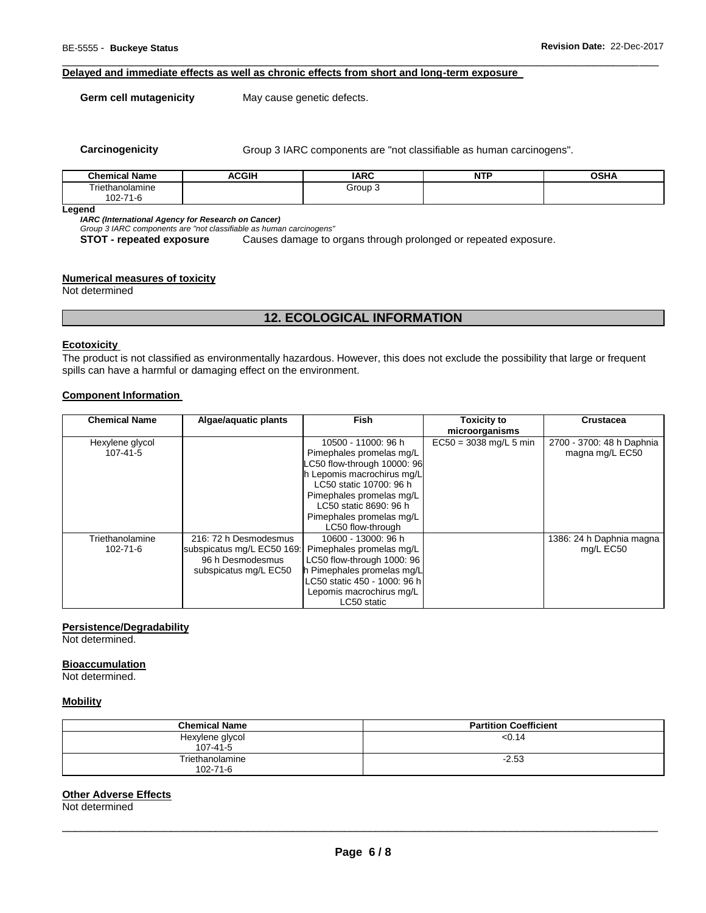**Delayed and immediate effects as well as chronic effects from short and long-term exposure**

**Germ cell mutagenicity** May cause genetic defects.

**Carcinogenicity** Group 3 IARC components are "not classifiable as human carcinogens".

| Chemical Name | ACGIH | IARC | NTP | OSHA |
|---|---|---|---|---|
| Triethanolamine<br>102-71-6 | | Group 3 | | |

**Legend**

***IARC (International Agency for Research on Cancer)***

*Group 3 IARC components are "not classifiable as human carcinogens"*

**STOT - repeated exposure** Causes damage to organs through prolonged or repeated exposure.

**Numerical measures of toxicity**

Not determined

## 12. ECOLOGICAL INFORMATION

**Ecotoxicity**

The product is not classified as environmentally hazardous. However, this does not exclude the possibility that large or frequent spills can have a harmful or damaging effect on the environment.

**Component Information**

| Chemical Name | Algae/aquatic plants | Fish | Toxicity to microorganisms | Crustacea |
|---|---|---|---|---|
| Hexylene glycol<br>107-41-5 | | 10500 - 11000: 96 h Pimephales promelas mg/L LC50 flow-through 10000: 96 h Lepomis macrochirus mg/L LC50 static 10700: 96 h Pimephales promelas mg/L LC50 static 8690: 96 h Pimephales promelas mg/L LC50 flow-through | EC50 = 3038 mg/L 5 min | 2700 - 3700: 48 h Daphnia magna mg/L EC50 |
| Triethanolamine<br>102-71-6 | 216: 72 h Desmodesmus subspicatus mg/L EC50 169: 96 h Desmodesmus subspicatus mg/L EC50 | 10600 - 13000: 96 h Pimephales promelas mg/L LC50 flow-through 1000: 96 h Pimephales promelas mg/L LC50 static 450 - 1000: 96 h Lepomis macrochirus mg/L LC50 static | | 1386: 24 h Daphnia magna mg/L EC50 |

**Persistence/Degradability**

Not determined.

**Bioaccumulation**

Not determined.

**Mobility**

| Chemical Name | Partition Coefficient |
|---|---|
| Hexylene glycol<br>107-41-5 | <0.14 |
| Triethanolamine<br>102-71-6 | -2.53 |

**Other Adverse Effects**

Not determined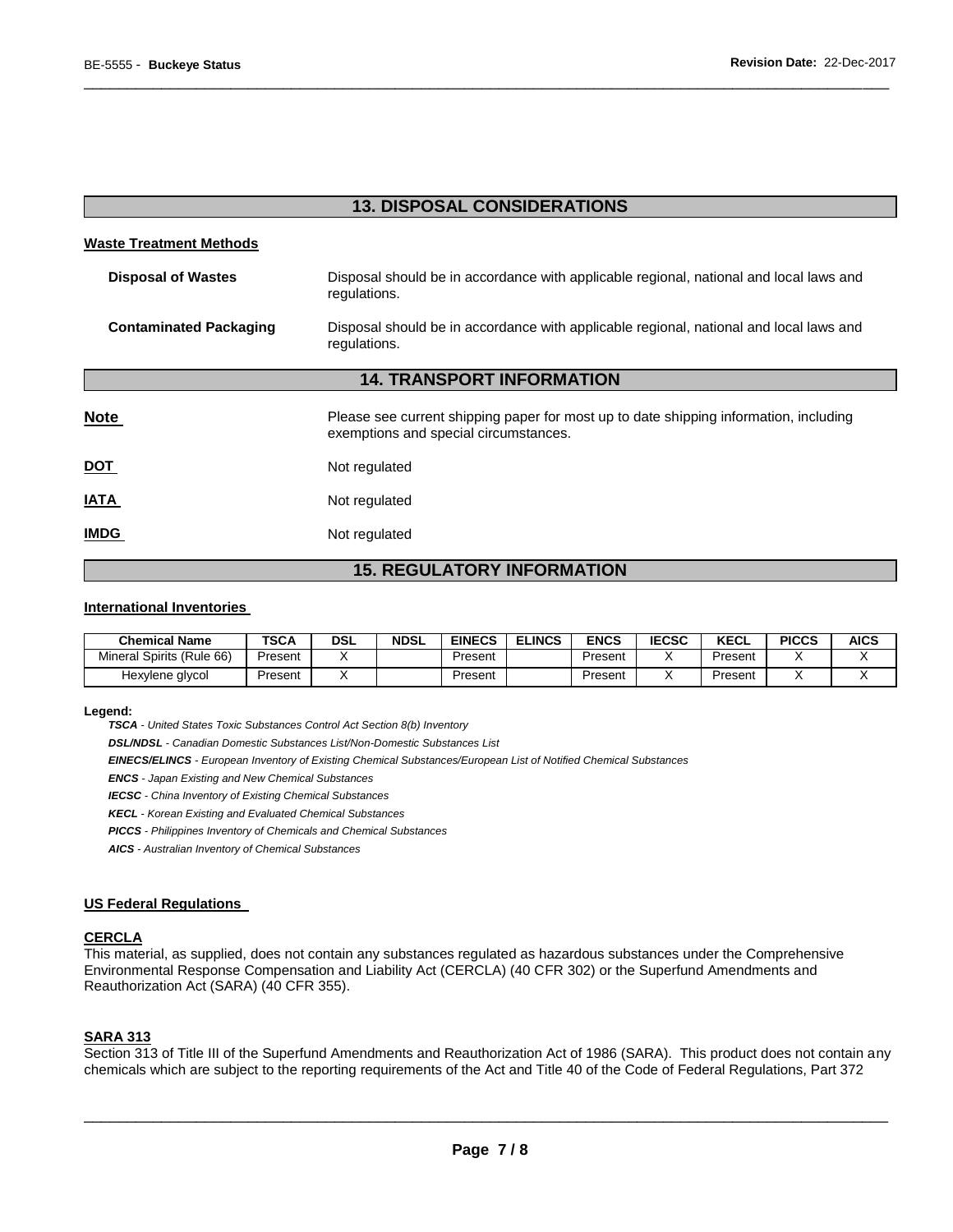## 13. DISPOSAL CONSIDERATIONS

**Waste Treatment Methods**

**Disposal of Wastes** — Disposal should be in accordance with applicable regional, national and local laws and regulations.

**Contaminated Packaging** — Disposal should be in accordance with applicable regional, national and local laws and regulations.

## 14. TRANSPORT INFORMATION

**Note** — Please see current shipping paper for most up to date shipping information, including exemptions and special circumstances.

**DOT** — Not regulated

**IATA** — Not regulated

**IMDG** — Not regulated

## 15. REGULATORY INFORMATION

**International Inventories**

| Chemical Name | TSCA | DSL | NDSL | EINECS | ELINCS | ENCS | IECSC | KECL | PICCS | AICS |
|---|---|---|---|---|---|---|---|---|---|---|
| Mineral Spirits (Rule 66) | Present | X | | Present | | Present | X | Present | X | X |
| Hexylene glycol | Present | X | | Present | | Present | X | Present | X | X |

**Legend:**

***TSCA*** *- United States Toxic Substances Control Act Section 8(b) Inventory*

***DSL/NDSL*** *- Canadian Domestic Substances List/Non-Domestic Substances List*

***EINECS/ELINCS*** *- European Inventory of Existing Chemical Substances/European List of Notified Chemical Substances*

***ENCS*** *- Japan Existing and New Chemical Substances*

***IECSC*** *- China Inventory of Existing Chemical Substances*

***KECL*** *- Korean Existing and Evaluated Chemical Substances*

***PICCS*** *- Philippines Inventory of Chemicals and Chemical Substances*

***AICS*** *- Australian Inventory of Chemical Substances*

**US Federal Regulations**

**CERCLA**

This material, as supplied, does not contain any substances regulated as hazardous substances under the Comprehensive Environmental Response Compensation and Liability Act (CERCLA) (40 CFR 302) or the Superfund Amendments and Reauthorization Act (SARA) (40 CFR 355).

**SARA 313**

Section 313 of Title III of the Superfund Amendments and Reauthorization Act of 1986 (SARA). This product does not contain any chemicals which are subject to the reporting requirements of the Act and Title 40 of the Code of Federal Regulations, Part 372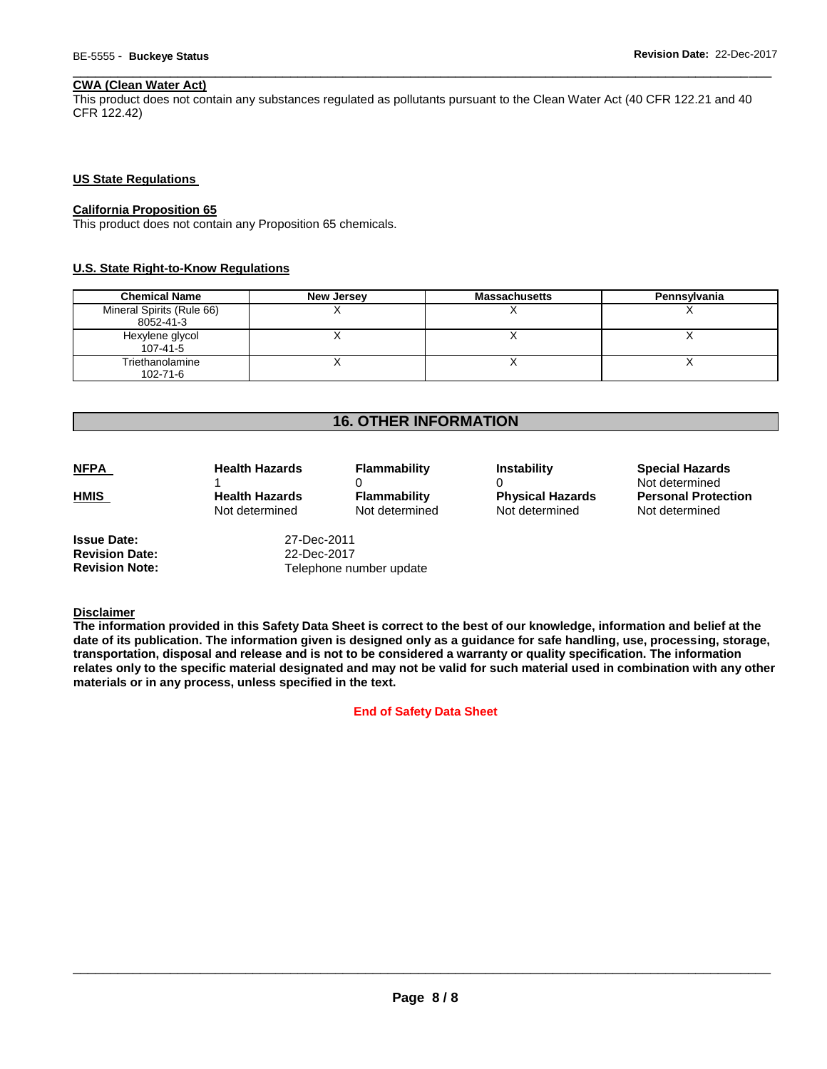**CWA (Clean Water Act)**

This product does not contain any substances regulated as pollutants pursuant to the Clean Water Act (40 CFR 122.21 and 40 CFR 122.42)

**US State Regulations**

**California Proposition 65**

This product does not contain any Proposition 65 chemicals.

**U.S. State Right-to-Know Regulations**

| Chemical Name | New Jersey | Massachusetts | Pennsylvania |
|---|---|---|---|
| Mineral Spirits (Rule 66) 8052-41-3 | X | X | X |
| Hexylene glycol 107-41-5 | X | X | X |
| Triethanolamine 102-71-6 | X | X | X |

## 16. OTHER INFORMATION

| | | | | |
|---|---|---|---|---|
| **NFPA** | **Health Hazards** 1 | **Flammability** 0 | **Instability** 0 | **Special Hazards** Not determined |
| **HMIS** | **Health Hazards** Not determined | **Flammability** Not determined | **Physical Hazards** Not determined | **Personal Protection** Not determined |

**Issue Date:** 27-Dec-2011
**Revision Date:** 22-Dec-2017
**Revision Note:** Telephone number update

**Disclaimer**

**The information provided in this Safety Data Sheet is correct to the best of our knowledge, information and belief at the date of its publication. The information given is designed only as a guidance for safe handling, use, processing, storage, transportation, disposal and release and is not to be considered a warranty or quality specification. The information relates only to the specific material designated and may not be valid for such material used in combination with any other materials or in any process, unless specified in the text.**

**End of Safety Data Sheet**